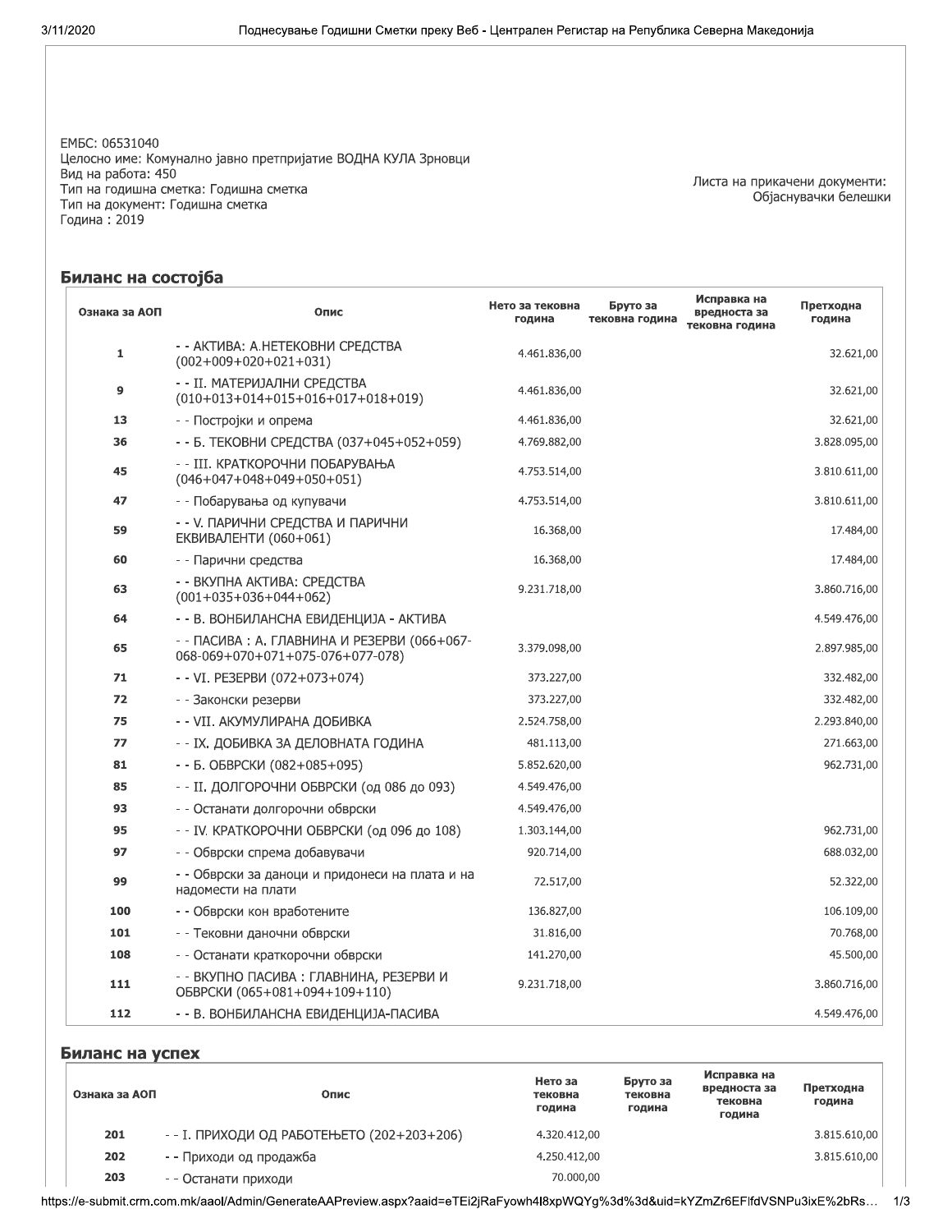ЕМБС: 06531040
Целосно име: Комунално јавно претпријатие ВОДНА КУЛА Зрновци
Вид на работа: 450
Тип на годишна сметка: Годишна сметка
Тип на документ: Годишна сметка
Година : 2019

Листа на прикачени документи:
Објаснувачки белешки

## Биланс на состојба

| Ознака за АОП | Опис | Нето за тековна година | Бруто за тековна година | Исправка на вредноста за тековна година | Претходна година |
|---|---|---|---|---|---|
| 1 | - - АКТИВА: А.НЕТЕКОВНИ СРЕДСТВА (002+009+020+021+031) | 4.461.836,00 | | | 32.621,00 |
| 9 | - - II. МАТЕРИЈАЛНИ СРЕДСТВА (010+013+014+015+016+017+018+019) | 4.461.836,00 | | | 32.621,00 |
| 13 | - - Постројки и опрема | 4.461.836,00 | | | 32.621,00 |
| 36 | - - Б. ТЕКОВНИ СРЕДСТВА (037+045+052+059) | 4.769.882,00 | | | 3.828.095,00 |
| 45 | - - III. КРАТКОРОЧНИ ПОБАРУВАЊА (046+047+048+049+050+051) | 4.753.514,00 | | | 3.810.611,00 |
| 47 | - - Побарувања од купувачи | 4.753.514,00 | | | 3.810.611,00 |
| 59 | - - V. ПАРИЧНИ СРЕДСТВА И ПАРИЧНИ ЕКВИВАЛЕНТИ (060+061) | 16.368,00 | | | 17.484,00 |
| 60 | - - Парични средства | 16.368,00 | | | 17.484,00 |
| 63 | - - ВКУПНА АКТИВА: СРЕДСТВА (001+035+036+044+062) | 9.231.718,00 | | | 3.860.716,00 |
| 64 | - - В. ВОНБИЛАНСНА ЕВИДЕНЦИЈА - АКТИВА | | | | 4.549.476,00 |
| 65 | - - ПАСИВА : А. ГЛАВНИНА И РЕЗЕРВИ (066+067-068-069+070+071+075-076+077-078) | 3.379.098,00 | | | 2.897.985,00 |
| 71 | - - VI. РЕЗЕРВИ (072+073+074) | 373.227,00 | | | 332.482,00 |
| 72 | - - Законски резерви | 373.227,00 | | | 332.482,00 |
| 75 | - - VII. АКУМУЛИРАНА ДОБИВКА | 2.524.758,00 | | | 2.293.840,00 |
| 77 | - - IX. ДОБИВКА ЗА ДЕЛОВНАТА ГОДИНА | 481.113,00 | | | 271.663,00 |
| 81 | - - Б. ОБВРСКИ (082+085+095) | 5.852.620,00 | | | 962.731,00 |
| 85 | - - II. ДОЛГОРОЧНИ ОБВРСКИ (од 086 до 093) | 4.549.476,00 | | | |
| 93 | - - Останати долгорочни обврски | 4.549.476,00 | | | |
| 95 | - - IV. КРАТКОРОЧНИ ОБВРСКИ (од 096 до 108) | 1.303.144,00 | | | 962.731,00 |
| 97 | - - Обврски спрема добавувачи | 920.714,00 | | | 688.032,00 |
| 99 | - - Обврски за даноци и придонеси на плата и на надомести на плати | 72.517,00 | | | 52.322,00 |
| 100 | - - Обврски кон вработените | 136.827,00 | | | 106.109,00 |
| 101 | - - Тековни даночни обврски | 31.816,00 | | | 70.768,00 |
| 108 | - - Останати краткорочни обврски | 141.270,00 | | | 45.500,00 |
| 111 | - - ВКУПНО ПАСИВА : ГЛАВНИНА, РЕЗЕРВИ И ОБВРСКИ (065+081+094+109+110) | 9.231.718,00 | | | 3.860.716,00 |
| 112 | - - В. ВОНБИЛАНСНА ЕВИДЕНЦИЈА-ПАСИВА | | | | 4.549.476,00 |

## Биланс на успех

| Ознака за АОП | Опис | Нето за тековна година | Бруто за тековна година | Исправка на вредноста за тековна година | Претходна година |
|---|---|---|---|---|---|
| 201 | - - I. ПРИХОДИ ОД РАБОТЕЊЕТО (202+203+206) | 4.320.412,00 | | | 3.815.610,00 |
| 202 | - - Приходи од продажба | 4.250.412,00 | | | 3.815.610,00 |
| 203 | - - Останати приходи | 70.000,00 | | | |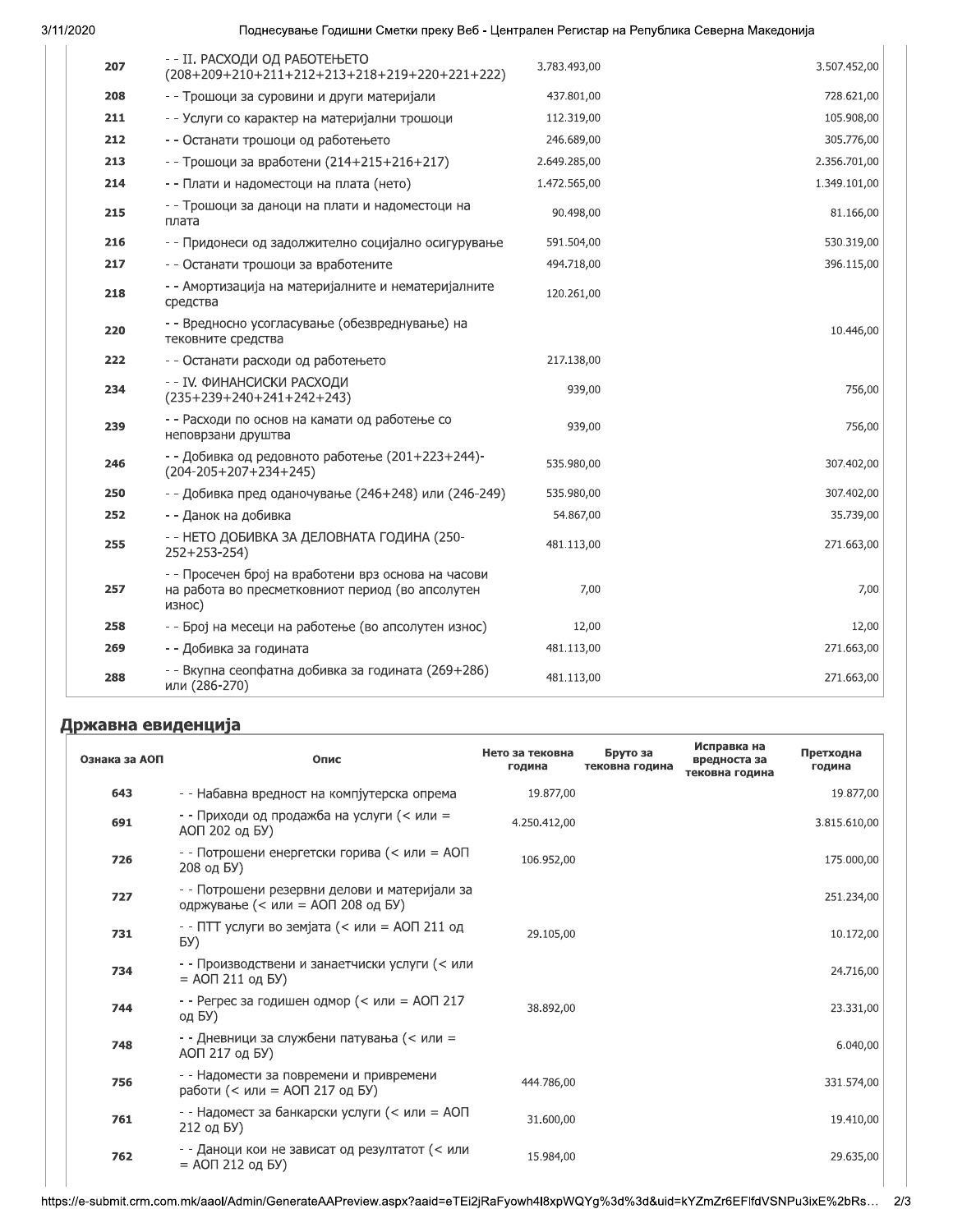| | | | |
|---|---|---|---|
| 207 | - - II. РАСХОДИ ОД РАБОТЕЊЕТО (208+209+210+211+212+213+218+219+220+221+222) | 3.783.493,00 | 3.507.452,00 |
| 208 | - - Трошоци за суровини и други материјали | 437.801,00 | 728.621,00 |
| 211 | - - Услуги со карактер на материјални трошоци | 112.319,00 | 105.908,00 |
| 212 | - - Останати трошоци од работењето | 246.689,00 | 305.776,00 |
| 213 | - - Трошоци за вработени (214+215+216+217) | 2.649.285,00 | 2.356.701,00 |
| 214 | - - Плати и надоместоци на плата (нето) | 1.472.565,00 | 1.349.101,00 |
| 215 | - - Трошоци за даноци на плати и надоместоци на плата | 90.498,00 | 81.166,00 |
| 216 | - - Придонеси од задолжително социјално осигурување | 591.504,00 | 530.319,00 |
| 217 | - - Останати трошоци за вработените | 494.718,00 | 396.115,00 |
| 218 | - - Амортизација на материјалните и нематеријалните средства | 120.261,00 | |
| 220 | - - Вредносно усогласување (обезвреднување) на тековните средства | | 10.446,00 |
| 222 | - - Останати расходи од работењето | 217.138,00 | |
| 234 | - - IV. ФИНАНСИСКИ РАСХОДИ (235+239+240+241+242+243) | 939,00 | 756,00 |
| 239 | - - Расходи по основ на камати од работење со неповрзани друштва | 939,00 | 756,00 |
| 246 | - - Добивка од редовното работење (201+223+244)-(204-205+207+234+245) | 535.980,00 | 307.402,00 |
| 250 | - - Добивка пред оданочување (246+248) или (246-249) | 535.980,00 | 307.402,00 |
| 252 | - - Данок на добивка | 54.867,00 | 35.739,00 |
| 255 | - - НЕТО ДОБИВКА ЗА ДЕЛОВНАТА ГОДИНА (250-252+253-254) | 481.113,00 | 271.663,00 |
| 257 | - - Просечен број на вработени врз основа на часови на работа во пресметковниот период (во апсолутен износ) | 7,00 | 7,00 |
| 258 | - - Број на месеци на работење (во апсолутен износ) | 12,00 | 12,00 |
| 269 | - - Добивка за годината | 481.113,00 | 271.663,00 |
| 288 | - - Вкупна сеопфатна добивка за годината (269+286) или (286-270) | 481.113,00 | 271.663,00 |

## Државна евиденција

| Ознака за АОП | Опис | Нето за тековна година | Бруто за тековна година | Исправка на вредноста за тековна година | Претходна година |
|---|---|---|---|---|---|
| 643 | - - Набавна вредност на компјутерска опрема | 19.877,00 | | | 19.877,00 |
| 691 | - - Приходи од продажба на услуги (< или = АОП 202 од БУ) | 4.250.412,00 | | | 3.815.610,00 |
| 726 | - - Потрошени енергетски горива (< или = АОП 208 од БУ) | 106.952,00 | | | 175.000,00 |
| 727 | - - Потрошени резервни делови и материјали за одржување (< или = АОП 208 од БУ) | | | | 251.234,00 |
| 731 | - - ПТТ услуги во земјата (< или = АОП 211 од БУ) | 29.105,00 | | | 10.172,00 |
| 734 | - - Производствени и занаетчиски услуги (< или = АОП 211 од БУ) | | | | 24.716,00 |
| 744 | - - Регрес за годишен одмор (< или = АОП 217 од БУ) | 38.892,00 | | | 23.331,00 |
| 748 | - - Дневници за службени патувања (< или = АОП 217 од БУ) | | | | 6.040,00 |
| 756 | - - Надомести за повремени и привремени работи (< или = АОП 217 од БУ) | 444.786,00 | | | 331.574,00 |
| 761 | - - Надомест за банкарски услуги (< или = АОП 212 од БУ) | 31.600,00 | | | 19.410,00 |
| 762 | - - Даноци кои не зависат од резултатот (< или = АОП 212 од БУ) | 15.984,00 | | | 29.635,00 |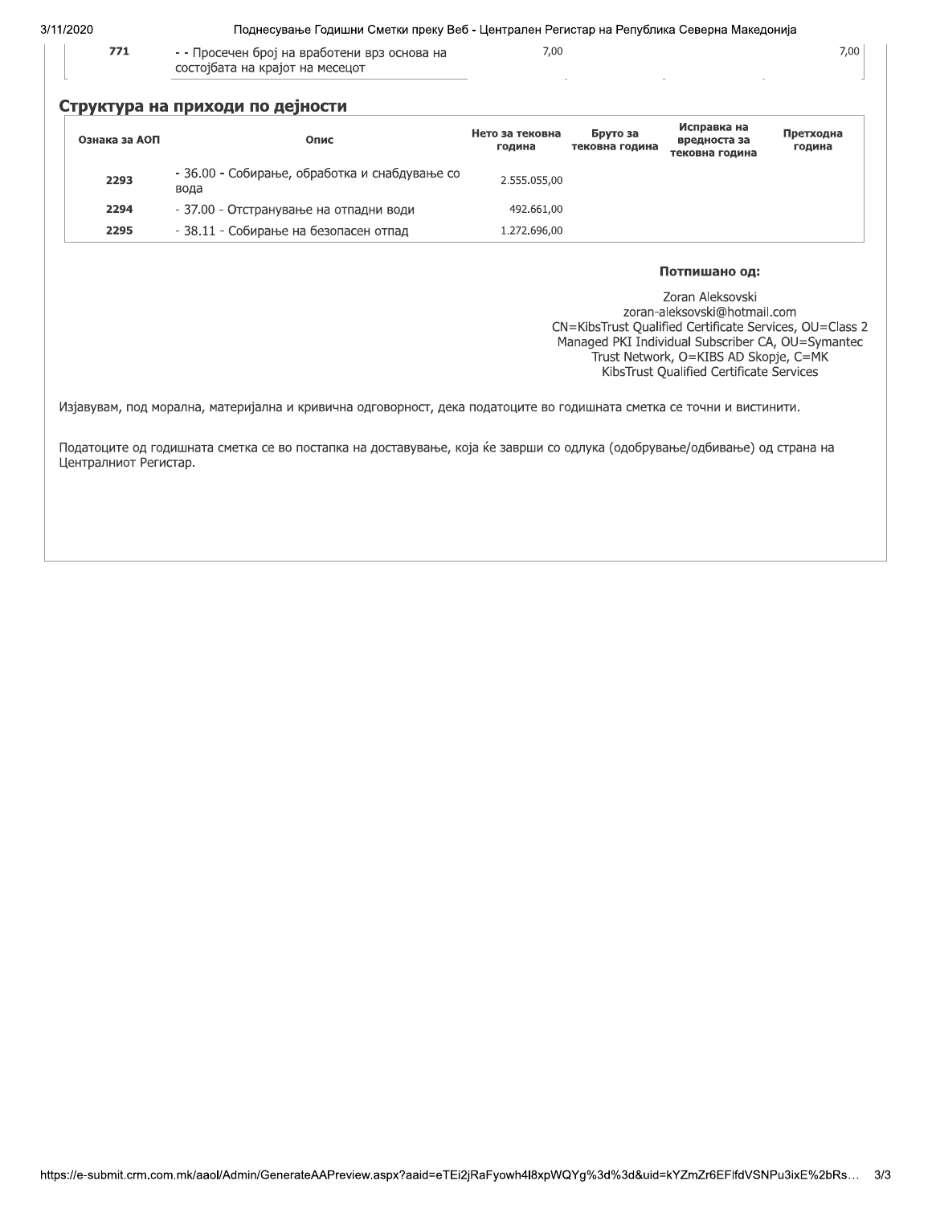| | | | |
|---|---|---|---|
| 771 | - - Просечен број на вработени врз основа на состојбата на крајот на месецот | 7,00 | 7,00 |

## Структура на приходи по дејности

| Ознака за АОП | Опис | Нето за тековна година | Бруто за тековна година | Исправка на вредноста за тековна година | Претходна година |
|---|---|---|---|---|---|
| 2293 | - 36.00 - Собирање, обработка и снабдување со вода | 2.555.055,00 | | | |
| 2294 | - 37.00 - Отстранување на отпадни води | 492.661,00 | | | |
| 2295 | - 38.11 - Собирање на безопасен отпад | 1.272.696,00 | | | |

**Потпишано од:**

Zoran Aleksovski
zoran-aleksovski@hotmail.com
CN=KibsTrust Qualified Certificate Services, OU=Class 2 Managed PKI Individual Subscriber CA, OU=Symantec Trust Network, O=KIBS AD Skopje, C=MK
KibsTrust Qualified Certificate Services

Изјавувам, под морална, материјална и кривична одговорност, дека податоците во годишната сметка се точни и вистинити.

Податоците од годишната сметка се во постапка на доставување, која ќе заврши со одлука (одобрување/одбивање) од страна на Централниот Регистар.